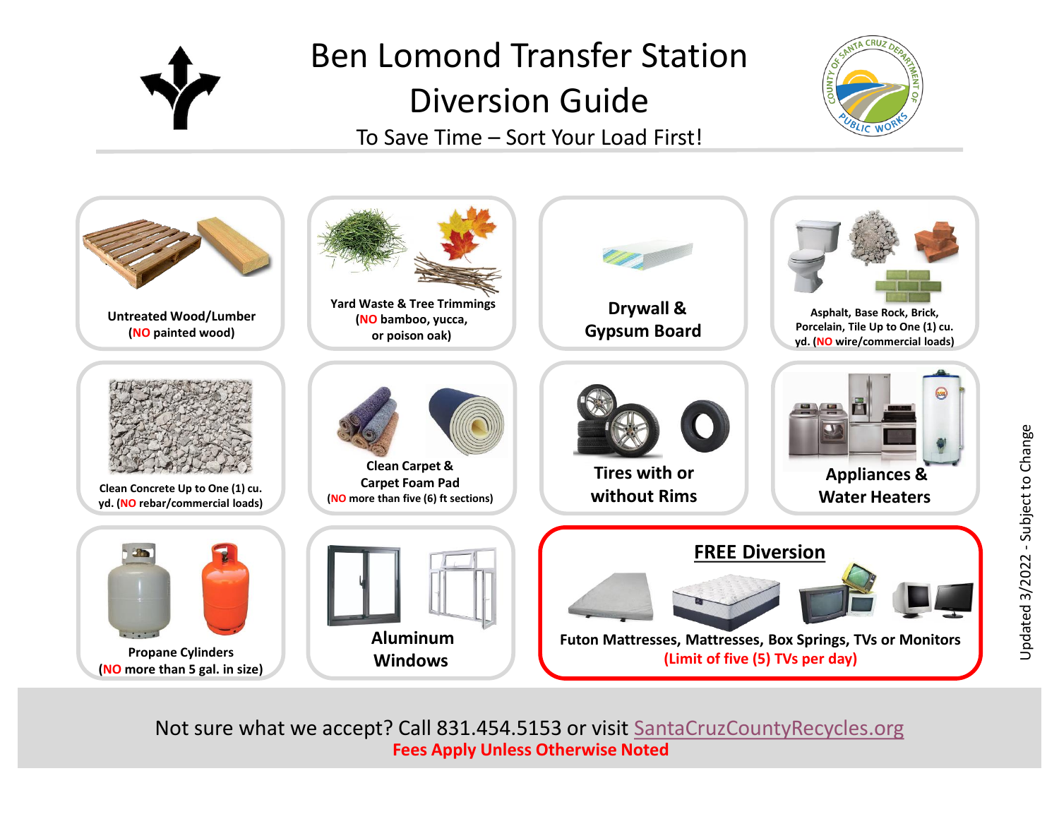# Ben Lomond Transfer Station Diversion Guide

To Save Time – Sort Your Load First!

- **Untreated Wood/Lumber** (**NO** painted wood)
- **Yard Waste & Tree Trimmings** (**NO** bamboo, yucca, or poison oak)
- **Drywall & Gypsum Board**
- **Asphalt, Base Rock, Brick, Porcelain, Tile Up to One (1) cu. yd.** (**NO** wire/commercial loads)
- **Clean Concrete Up to One (1) cu. yd.** (**NO** rebar/commercial loads)
- **Clean Carpet & Carpet Foam Pad** (**NO** more than five (6) ft sections)
- **Tires with or without Rims**
- **Appliances & Water Heaters**
- **Propane Cylinders** (**NO** more than 5 gal. in size)
- **Aluminum Windows**

## FREE Diversion

**Futon Mattresses, Mattresses, Box Springs, TVs or Monitors**

**(Limit of five (5) TVs per day)**

Updated 3/2022 - Subject to Change

Not sure what we accept? Call 831.454.5153 or visit SantaCruzCountyRecycles.org

**Fees Apply Unless Otherwise Noted**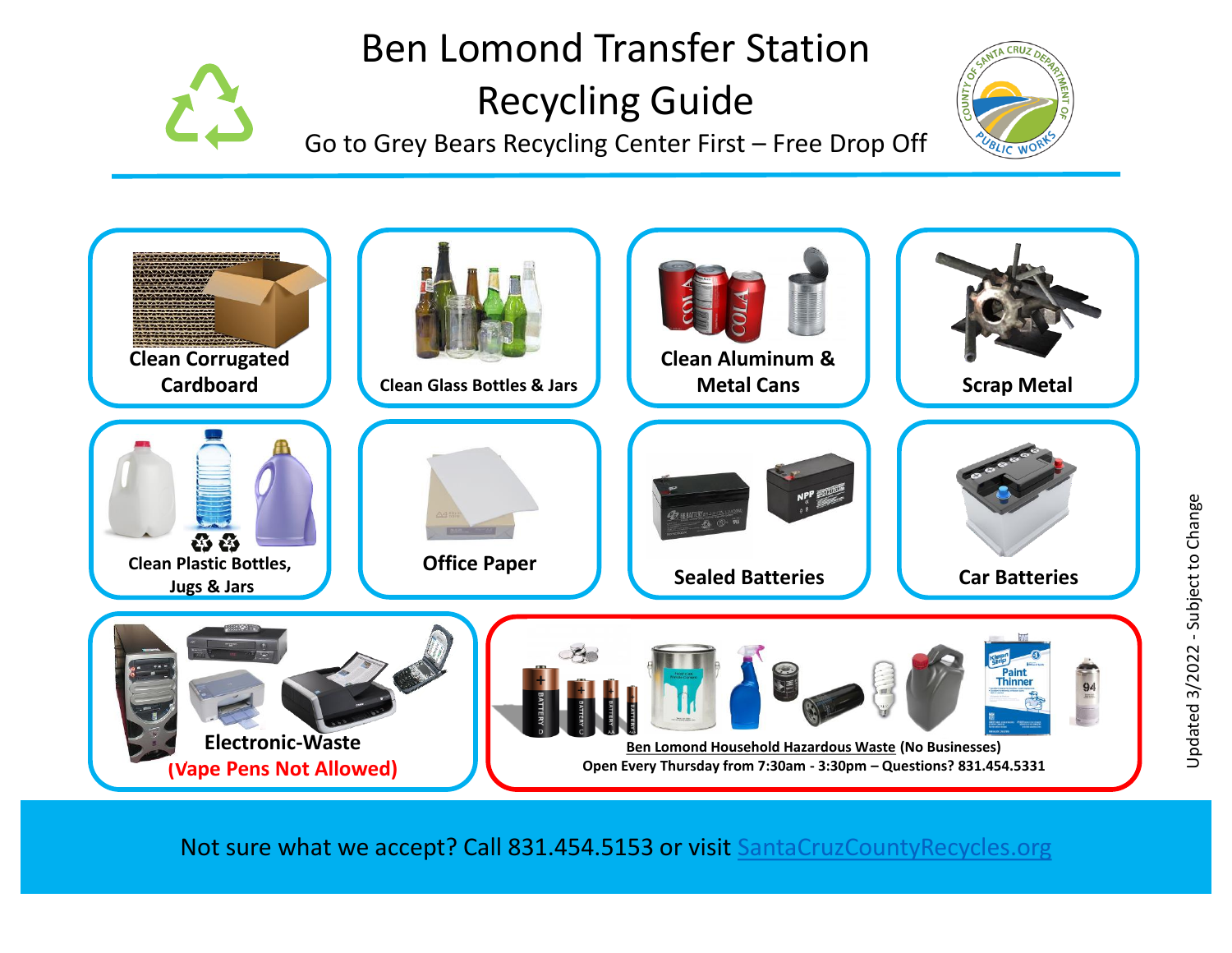# Ben Lomond Transfer Station Recycling Guide

Go to Grey Bears Recycling Center First – Free Drop Off

**Clean Corrugated Cardboard**

**Clean Glass Bottles & Jars**

**Clean Aluminum & Metal Cans**

**Scrap Metal**

**Clean Plastic Bottles, Jugs & Jars**

**Office Paper**

**Sealed Batteries**

**Car Batteries**

**Electronic-Waste**

**(Vape Pens Not Allowed)**

**Ben Lomond Household Hazardous Waste (No Businesses)**

**Open Every Thursday from 7:30am - 3:30pm – Questions? 831.454.5331**

Updated 3/2022 - Subject to Change

Not sure what we accept? Call 831.454.5153 or visit SantaCruzCountyRecycles.org